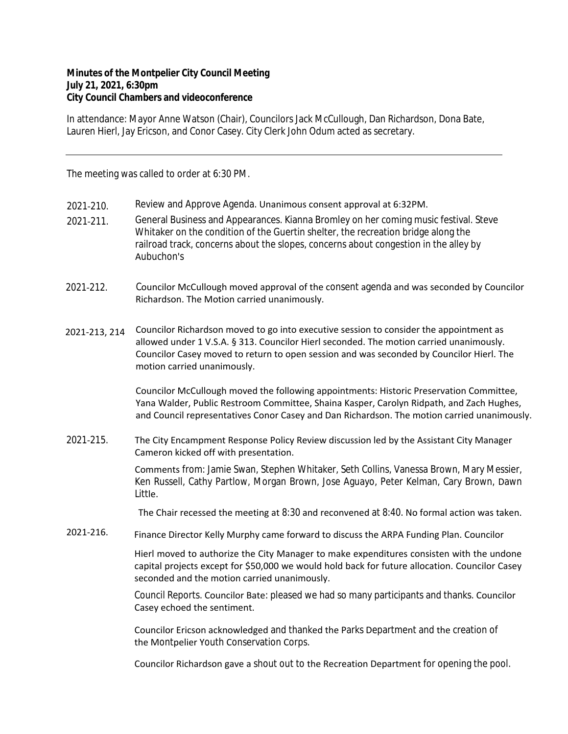**Minutes of the Montpelier City Council Meeting**
**July 21, 2021, 6:30pm**
**City Council Chambers and videoconference**

In attendance: Mayor Anne Watson (Chair), Councilors Jack McCullough, Dan Richardson, Dona Bate, Lauren Hierl, Jay Ericson, and Conor Casey. City Clerk John Odum acted as secretary.

---

The meeting was called to order at 6:30 PM.

2021-210. Review and Approve Agenda. Unanimous consent approval at 6:32PM.

2021-211. General Business and Appearances. Kianna Bromley on her coming music festival. Steve Whitaker on the condition of the Guertin shelter, the recreation bridge along the railroad track, concerns about the slopes, concerns about congestion in the alley by Aubuchon's

2021-212. Councilor McCullough moved approval of the consent agenda and was seconded by Councilor Richardson. The Motion carried unanimously.

2021-213, 214 Councilor Richardson moved to go into executive session to consider the appointment as allowed under 1 V.S.A. § 313. Councilor Hierl seconded. The motion carried unanimously. Councilor Casey moved to return to open session and was seconded by Councilor Hierl. The motion carried unanimously.

Councilor McCullough moved the following appointments: Historic Preservation Committee, Yana Walder, Public Restroom Committee, Shaina Kasper, Carolyn Ridpath, and Zach Hughes, and Council representatives Conor Casey and Dan Richardson. The motion carried unanimously.

2021-215. The City Encampment Response Policy Review discussion led by the Assistant City Manager Cameron kicked off with presentation.

Comments from: Jamie Swan, Stephen Whitaker, Seth Collins, Vanessa Brown, Mary Messier, Ken Russell, Cathy Partlow, Morgan Brown, Jose Aguayo, Peter Kelman, Cary Brown, Dawn Little.

The Chair recessed the meeting at 8:30 and reconvened at 8:40. No formal action was taken.

2021-216. Finance Director Kelly Murphy came forward to discuss the ARPA Funding Plan. Councilor Hierl moved to authorize the City Manager to make expenditures consisten with the undone capital projects except for $50,000 we would hold back for future allocation. Councilor Casey seconded and the motion carried unanimously.

Council Reports. Councilor Bate: pleased we had so many participants and thanks. Councilor Casey echoed the sentiment.

Councilor Ericson acknowledged and thanked the Parks Department and the creation of the Montpelier Youth Conservation Corps.

Councilor Richardson gave a shout out to the Recreation Department for opening the pool.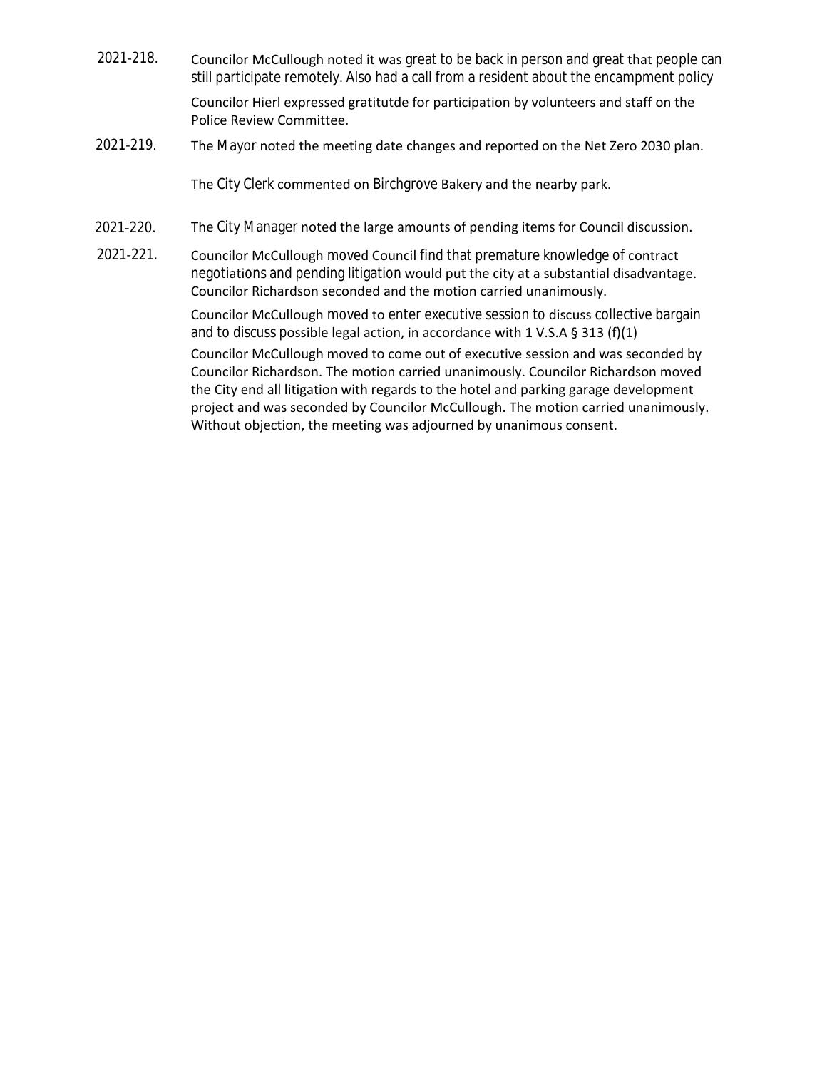2021-218. Councilor McCullough noted it was great to be back in person and great that people can still participate remotely. Also had a call from a resident about the encampment policy

Councilor Hierl expressed gratitutde for participation by volunteers and staff on the Police Review Committee.

2021-219. The Mayor noted the meeting date changes and reported on the Net Zero 2030 plan.

The City Clerk commented on Birchgrove Bakery and the nearby park.

2021-220. The City Manager noted the large amounts of pending items for Council discussion.

2021-221. Councilor McCullough moved Council find that premature knowledge of contract negotiations and pending litigation would put the city at a substantial disadvantage. Councilor Richardson seconded and the motion carried unanimously.

Councilor McCullough moved to enter executive session to discuss collective bargain and to discuss possible legal action, in accordance with 1 V.S.A § 313 (f)(1)

Councilor McCullough moved to come out of executive session and was seconded by Councilor Richardson. The motion carried unanimously. Councilor Richardson moved the City end all litigation with regards to the hotel and parking garage development project and was seconded by Councilor McCullough. The motion carried unanimously. Without objection, the meeting was adjourned by unanimous consent.